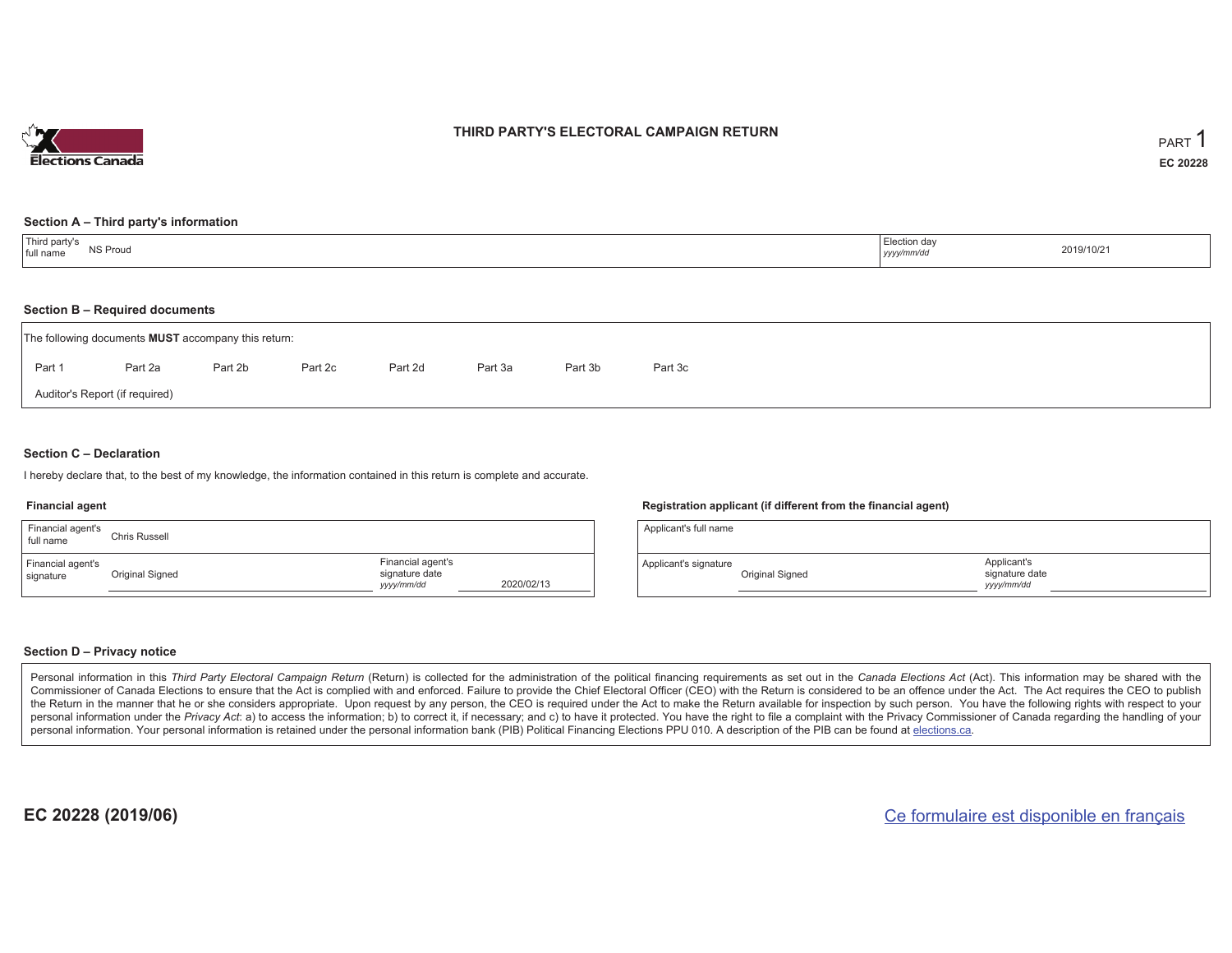Elections Canada

# THIRD PARTY'S ELECTORAL CAMPAIGN RETURN

PART 1

**EC 20228**

## Section A – Third party's information

| Third party's full name | NS Proud | Election day *yyyy/mm/dd* | 2019/10/21 |
|---|---|---|---|

## Section B – Required documents

The following documents **MUST** accompany this return:

Part 1 | Part 2a | Part 2b | Part 2c | Part 2d | Part 3a | Part 3b | Part 3c

Auditor's Report (if required)

## Section C – Declaration

I hereby declare that, to the best of my knowledge, the information contained in this return is complete and accurate.

### Financial agent

| Financial agent's full name | Chris Russell | | |
|---|---|---|---|
| Financial agent's signature | Original Signed | Financial agent's signature date *yyyy/mm/dd* | 2020/02/13 |

### Registration applicant (if different from the financial agent)

| Applicant's full name | | | |
|---|---|---|---|
| Applicant's signature | Original Signed | Applicant's signature date *yyyy/mm/dd* | |

## Section D – Privacy notice

Personal information in this *Third Party Electoral Campaign Return* (Return) is collected for the administration of the political financing requirements as set out in the *Canada Elections Act* (Act). This information may be shared with the Commissioner of Canada Elections to ensure that the Act is complied with and enforced. Failure to provide the Chief Electoral Officer (CEO) with the Return is considered to be an offence under the Act. The Act requires the CEO to publish the Return in the manner that he or she considers appropriate. Upon request by any person, the CEO is required under the Act to make the Return available for inspection by such person. You have the following rights with respect to your personal information under the *Privacy Act*: a) to access the information; b) to correct it, if necessary; and c) to have it protected. You have the right to file a complaint with the Privacy Commissioner of Canada regarding the handling of your personal information. Your personal information is retained under the personal information bank (PIB) Political Financing Elections PPU 010. A description of the PIB can be found at elections.ca.

**EC 20228 (2019/06)**

Ce formulaire est disponible en français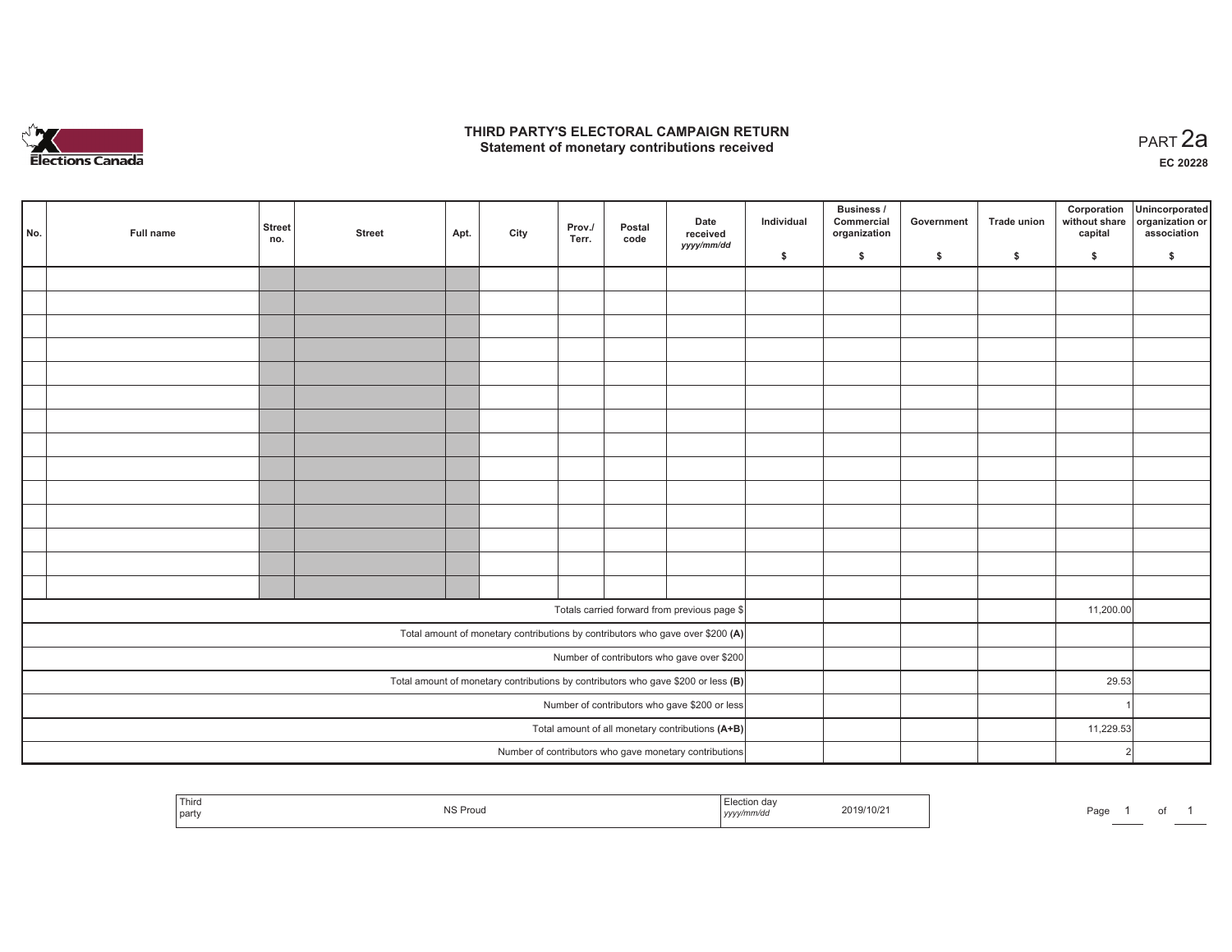# THIRD PARTY'S ELECTORAL CAMPAIGN RETURN
## Statement of monetary contributions received

PART 2a

EC 20228

| No. | Full name | Street no. | Street | Apt. | City | Prov./ Terr. | Postal code | Date received yyyy/mm/dd | Individual $ | Business / Commercial organization $ | Government $ | Trade union $ | Corporation without share capital $ | Unincorporated organization or association $ |
|---|---|---|---|---|---|---|---|---|---|---|---|---|---|---|
| | | | | | | | | | | | | | | |
| | | | | | | | | | | | | | | |
| | | | | | | | | | | | | | | |
| | | | | | | | | | | | | | | |
| | | | | | | | | | | | | | | |
| | | | | | | | | | | | | | | |
| | | | | | | | | | | | | | | |
| | | | | | | | | | | | | | | |
| | | | | | | | | | | | | | | |
| | | | | | | | | | | | | | | |
| | | | | | | | | | | | | | | |
| | | | | | | | | | | | | | | |
| | | | | | | | | | | | | | | |
| | | | | | | | | | | | | | | |
| Totals carried forward from previous page $ | | | | | | | | | | | | | 11,200.00 | |
| Total amount of monetary contributions by contributors who gave over $200 (A) | | | | | | | | | | | | | | |
| Number of contributors who gave over $200 | | | | | | | | | | | | | | |
| Total amount of monetary contributions by contributors who gave $200 or less (B) | | | | | | | | | | | | | 29.53 | |
| Number of contributors who gave $200 or less | | | | | | | | | | | | | 1 | |
| Total amount of all monetary contributions (A+B) | | | | | | | | | | | | | 11,229.53 | |
| Number of contributors who gave monetary contributions | | | | | | | | | | | | | 2 | |

| Third party | NS Proud | Election day yyyy/mm/dd | 2019/10/21 |
|---|---|---|---|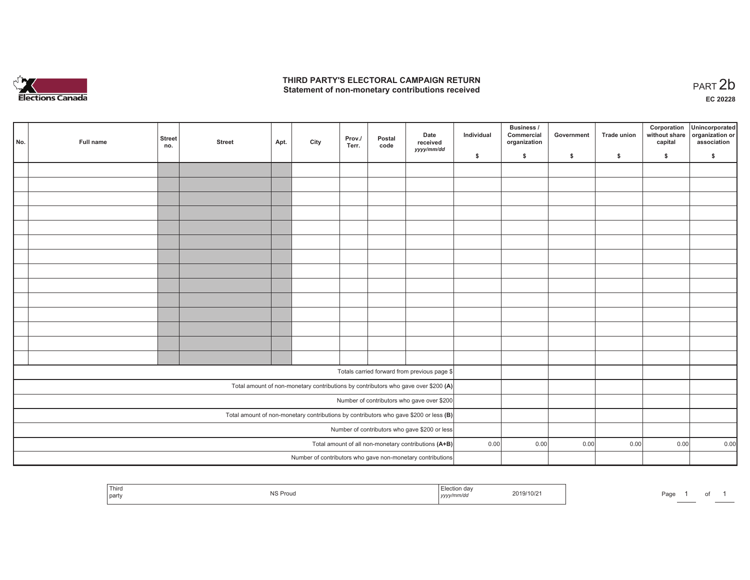# THIRD PARTY'S ELECTORAL CAMPAIGN RETURN
## Statement of non-monetary contributions received

PART 2b

**EC 20228**

| No. | Full name | Street no. | Street | Apt. | City | Prov./ Terr. | Postal code | Date received yyyy/mm/dd | Individual $ | Business / Commercial organization $ | Government $ | Trade union $ | Corporation without share capital $ | Unincorporated organization or association $ |
|---|---|---|---|---|---|---|---|---|---|---|---|---|---|---|
| | | | | | | | | | | | | | | |
| | | | | | | | | | | | | | | |
| | | | | | | | | | | | | | | |
| | | | | | | | | | | | | | | |
| | | | | | | | | | | | | | | |
| | | | | | | | | | | | | | | |
| | | | | | | | | | | | | | | |
| | | | | | | | | | | | | | | |
| | | | | | | | | | | | | | | |
| | | | | | | | | | | | | | | |
| | | | | | | | | | | | | | | |
| | | | | | | | | | | | | | | |
| | | | | | | | | | | | | | | |
| | | | | | | | | | | | | | | |
| Totals carried forward from previous page $ | | | | | | | | | | | | | | |
| Total amount of non-monetary contributions by contributors who gave over $200 **(A)** | | | | | | | | | | | | | | |
| Number of contributors who gave over $200 | | | | | | | | | | | | | | |
| Total amount of non-monetary contributions by contributors who gave $200 or less **(B)** | | | | | | | | | | | | | | |
| Number of contributors who gave $200 or less | | | | | | | | | | | | | | |
| Total amount of all non-monetary contributions **(A+B)** | | | | | | | | | 0.00 | 0.00 | 0.00 | 0.00 | 0.00 | 0.00 |
| Number of contributors who gave non-monetary contributions | | | | | | | | | | | | | | |

| Third party | NS Proud | Election day yyyy/mm/dd | 2019/10/21 |
|---|---|---|---|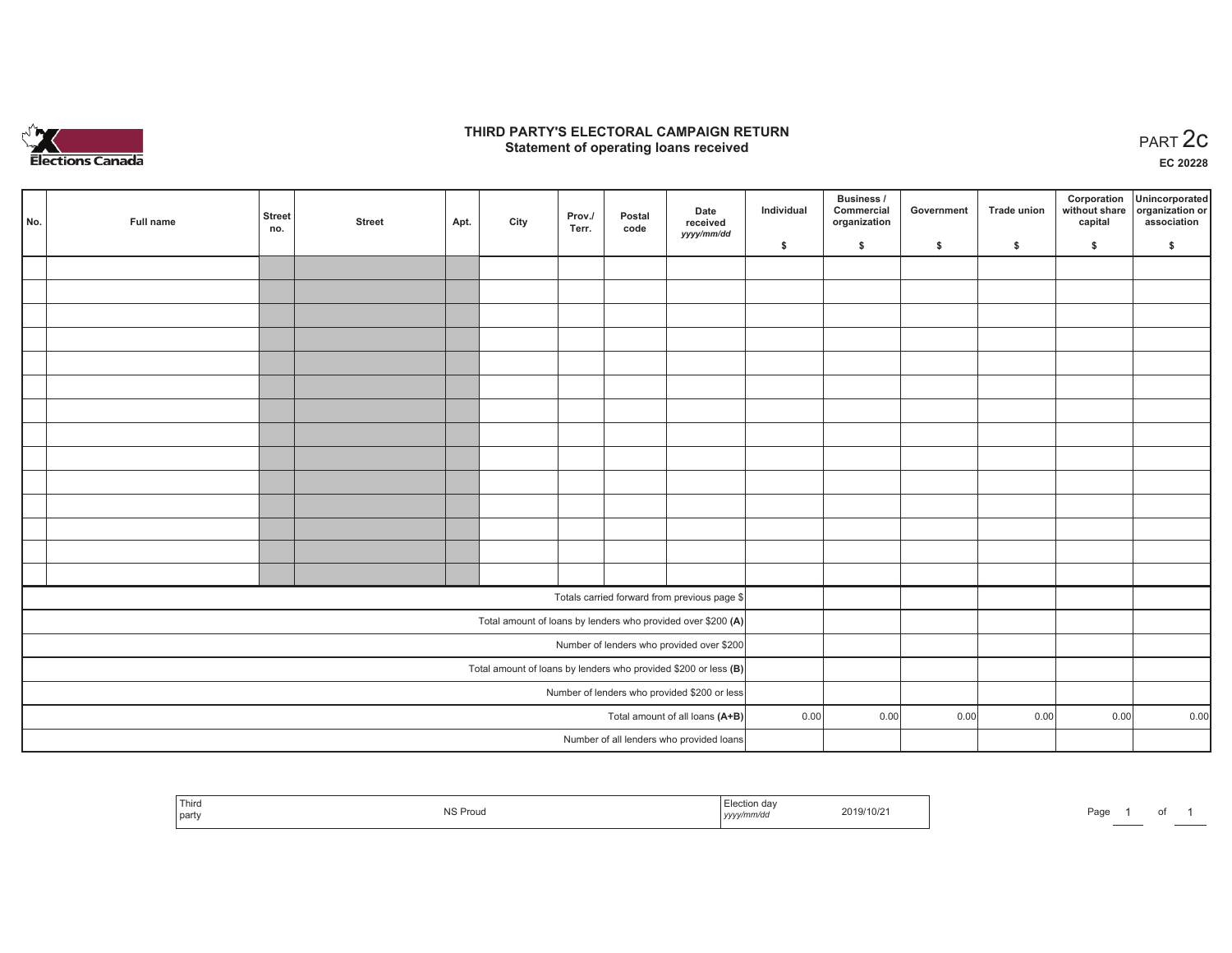# THIRD PARTY'S ELECTORAL CAMPAIGN RETURN

## Statement of operating loans received

PART 2c

EC 20228

| No. | Full name | Street no. | Street | Apt. | City | Prov./ Terr. | Postal code | Date received *yyyy/mm/dd* | Individual $ | Business / Commercial organization $ | Government $ | Trade union $ | Corporation without share capital $ | Unincorporated organization or association $ |
|---|---|---|---|---|---|---|---|---|---|---|---|---|---|---|
| | | | | | | | | | | | | | | |
| | | | | | | | | | | | | | | |
| | | | | | | | | | | | | | | |
| | | | | | | | | | | | | | | |
| | | | | | | | | | | | | | | |
| | | | | | | | | | | | | | | |
| | | | | | | | | | | | | | | |
| | | | | | | | | | | | | | | |
| | | | | | | | | | | | | | | |
| | | | | | | | | | | | | | | |
| | | | | | | | | | | | | | | |
| | | | | | | | | | | | | | | |
| | | | | | | | | | | | | | | |
| | | | | | | | | | | | | | | |
| Totals carried forward from previous page $ | | | | | | | | | | | | | | |
| Total amount of loans by lenders who provided over $200 **(A)** | | | | | | | | | | | | | | |
| Number of lenders who provided over $200 | | | | | | | | | | | | | | |
| Total amount of loans by lenders who provided $200 or less **(B)** | | | | | | | | | | | | | | |
| Number of lenders who provided $200 or less | | | | | | | | | | | | | | |
| Total amount of all loans **(A+B)** | | | | | | | | | 0.00 | 0.00 | 0.00 | 0.00 | 0.00 | 0.00 |
| Number of all lenders who provided loans | | | | | | | | | | | | | | |

| Third party | NS Proud | Election day *yyyy/mm/dd* | 2019/10/21 |
|---|---|---|---|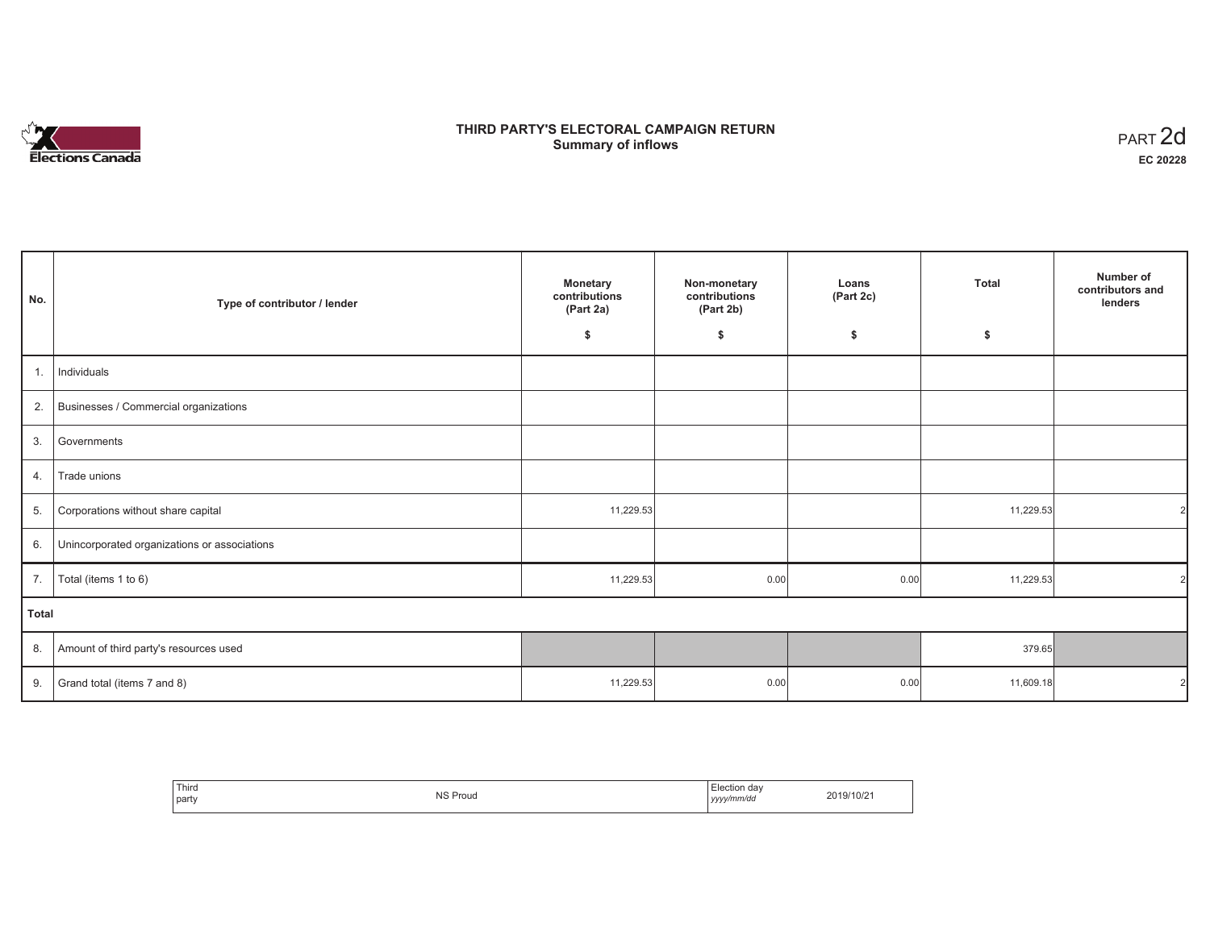Elections Canada

# THIRD PARTY'S ELECTORAL CAMPAIGN RETURN
## Summary of inflows

PART 2d
**EC 20228**

| No. | Type of contributor / lender | Monetary contributions (Part 2a) $ | Non-monetary contributions (Part 2b) $ | Loans (Part 2c) $ | Total $ | Number of contributors and lenders |
|---|---|---|---|---|---|---|
| 1. | Individuals | | | | | |
| 2. | Businesses / Commercial organizations | | | | | |
| 3. | Governments | | | | | |
| 4. | Trade unions | | | | | |
| 5. | Corporations without share capital | 11,229.53 | | | 11,229.53 | 2 |
| 6. | Unincorporated organizations or associations | | | | | |
| 7. | Total (items 1 to 6) | 11,229.53 | 0.00 | 0.00 | 11,229.53 | 2 |
| **Total** | | | | | | |
| 8. | Amount of third party's resources used | | | | 379.65 | |
| 9. | Grand total (items 7 and 8) | 11,229.53 | 0.00 | 0.00 | 11,609.18 | 2 |

| Third party | NS Proud | Election day *yyyy/mm/dd* | 2019/10/21 |
|---|---|---|---|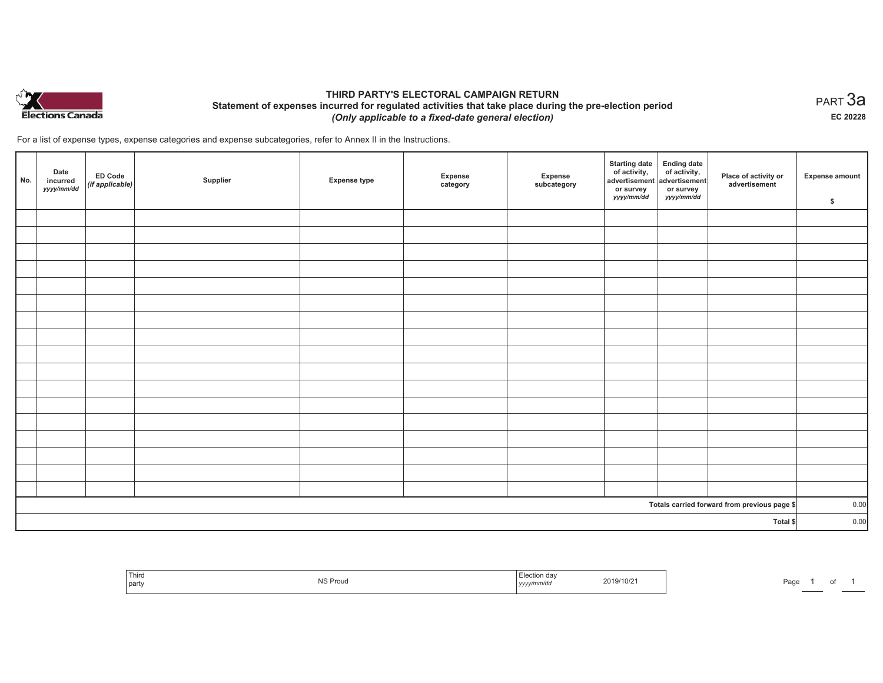Elections Canada

# THIRD PARTY'S ELECTORAL CAMPAIGN RETURN

## Statement of expenses incurred for regulated activities that take place during the pre-election period

*(Only applicable to a fixed-date general election)*

PART 3a

EC 20228

For a list of expense types, expense categories and expense subcategories, refer to Annex II in the Instructions.

| No. | Date incurred *yyyy/mm/dd* | ED Code *(if applicable)* | Supplier | Expense type | Expense category | Expense subcategory | Starting date of activity, advertisement or survey *yyyy/mm/dd* | Ending date of activity, advertisement or survey *yyyy/mm/dd* | Place of activity or advertisement | Expense amount $ |
|---|---|---|---|---|---|---|---|---|---|---|
| | | | | | | | | | | |
| | | | | | | | | | | |
| | | | | | | | | | | |
| | | | | | | | | | | |
| | | | | | | | | | | |
| | | | | | | | | | | |
| | | | | | | | | | | |
| | | | | | | | | | | |
| | | | | | | | | | | |
| | | | | | | | | | | |
| | | | | | | | | | | |
| | | | | | | | | | | |
| | | | | | | | | | | |
| | | | | | | | | | | |
| | | | | | | | | | | |
| | | | | | | | | | | |
| | | | | | | | | | | |
| | | | | | | | | | Totals carried forward from previous page $ | 0.00 |
| | | | | | | | | | Total $ | 0.00 |

| Third party | NS Proud | Election day *yyyy/mm/dd* | 2019/10/21 |
|---|---|---|---|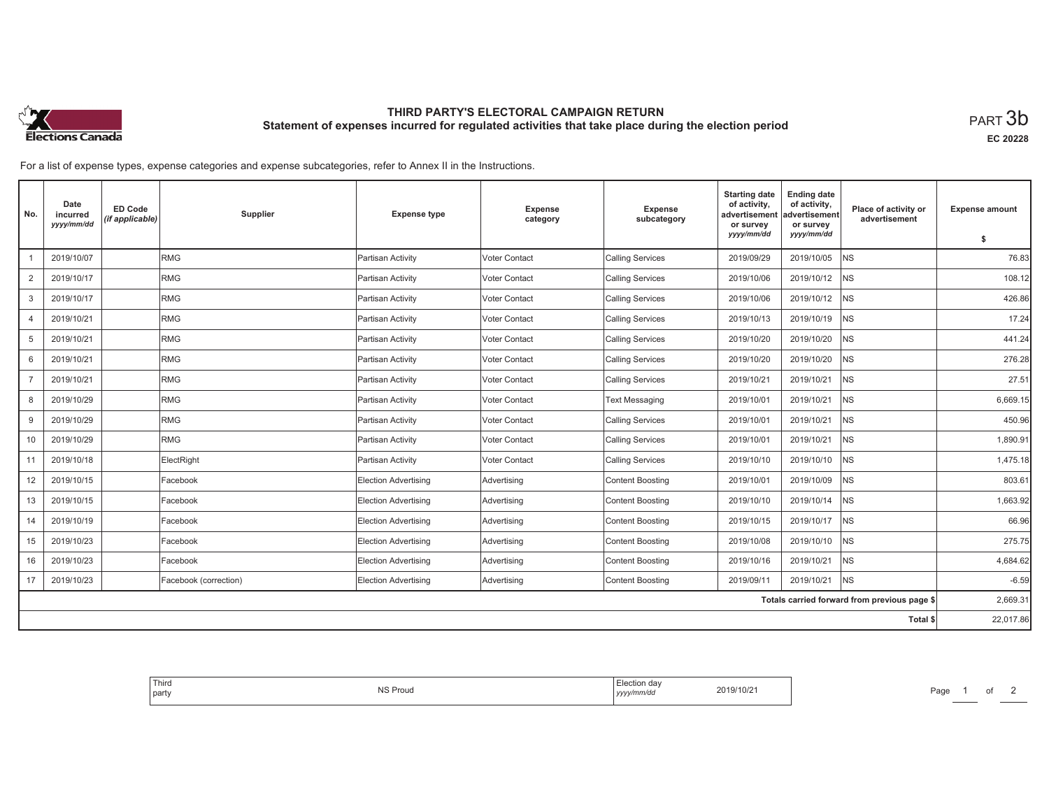# THIRD PARTY'S ELECTORAL CAMPAIGN RETURN

## Statement of expenses incurred for regulated activities that take place during the election period

PART 3b

EC 20228

For a list of expense types, expense categories and expense subcategories, refer to Annex II in the Instructions.

| No. | Date incurred *yyyy/mm/dd* | ED Code *(if applicable)* | Supplier | Expense type | Expense category | Expense subcategory | Starting date of activity, advertisement or survey *yyyy/mm/dd* | Ending date of activity, advertisement or survey *yyyy/mm/dd* | Place of activity or advertisement | Expense amount $ |
|---|---|---|---|---|---|---|---|---|---|---|
| 1 | 2019/10/07 | | RMG | Partisan Activity | Voter Contact | Calling Services | 2019/09/29 | 2019/10/05 | NS | 76.83 |
| 2 | 2019/10/17 | | RMG | Partisan Activity | Voter Contact | Calling Services | 2019/10/06 | 2019/10/12 | NS | 108.12 |
| 3 | 2019/10/17 | | RMG | Partisan Activity | Voter Contact | Calling Services | 2019/10/06 | 2019/10/12 | NS | 426.86 |
| 4 | 2019/10/21 | | RMG | Partisan Activity | Voter Contact | Calling Services | 2019/10/13 | 2019/10/19 | NS | 17.24 |
| 5 | 2019/10/21 | | RMG | Partisan Activity | Voter Contact | Calling Services | 2019/10/20 | 2019/10/20 | NS | 441.24 |
| 6 | 2019/10/21 | | RMG | Partisan Activity | Voter Contact | Calling Services | 2019/10/20 | 2019/10/20 | NS | 276.28 |
| 7 | 2019/10/21 | | RMG | Partisan Activity | Voter Contact | Calling Services | 2019/10/21 | 2019/10/21 | NS | 27.51 |
| 8 | 2019/10/29 | | RMG | Partisan Activity | Voter Contact | Text Messaging | 2019/10/01 | 2019/10/21 | NS | 6,669.15 |
| 9 | 2019/10/29 | | RMG | Partisan Activity | Voter Contact | Calling Services | 2019/10/01 | 2019/10/21 | NS | 450.96 |
| 10 | 2019/10/29 | | RMG | Partisan Activity | Voter Contact | Calling Services | 2019/10/01 | 2019/10/21 | NS | 1,890.91 |
| 11 | 2019/10/18 | | ElectRight | Partisan Activity | Voter Contact | Calling Services | 2019/10/10 | 2019/10/10 | NS | 1,475.18 |
| 12 | 2019/10/15 | | Facebook | Election Advertising | Advertising | Content Boosting | 2019/10/01 | 2019/10/09 | NS | 803.61 |
| 13 | 2019/10/15 | | Facebook | Election Advertising | Advertising | Content Boosting | 2019/10/10 | 2019/10/14 | NS | 1,663.92 |
| 14 | 2019/10/19 | | Facebook | Election Advertising | Advertising | Content Boosting | 2019/10/15 | 2019/10/17 | NS | 66.96 |
| 15 | 2019/10/23 | | Facebook | Election Advertising | Advertising | Content Boosting | 2019/10/08 | 2019/10/10 | NS | 275.75 |
| 16 | 2019/10/23 | | Facebook | Election Advertising | Advertising | Content Boosting | 2019/10/16 | 2019/10/21 | NS | 4,684.62 |
| 17 | 2019/10/23 | | Facebook (correction) | Election Advertising | Advertising | Content Boosting | 2019/09/11 | 2019/10/21 | NS | -6.59 |
| | | | | | | | | | Totals carried forward from previous page $ | 2,669.31 |
| | | | | | | | | | Total $ | 22,017.86 |

| Third party | NS Proud | Election day *yyyy/mm/dd* | 2019/10/21 |
|---|---|---|---|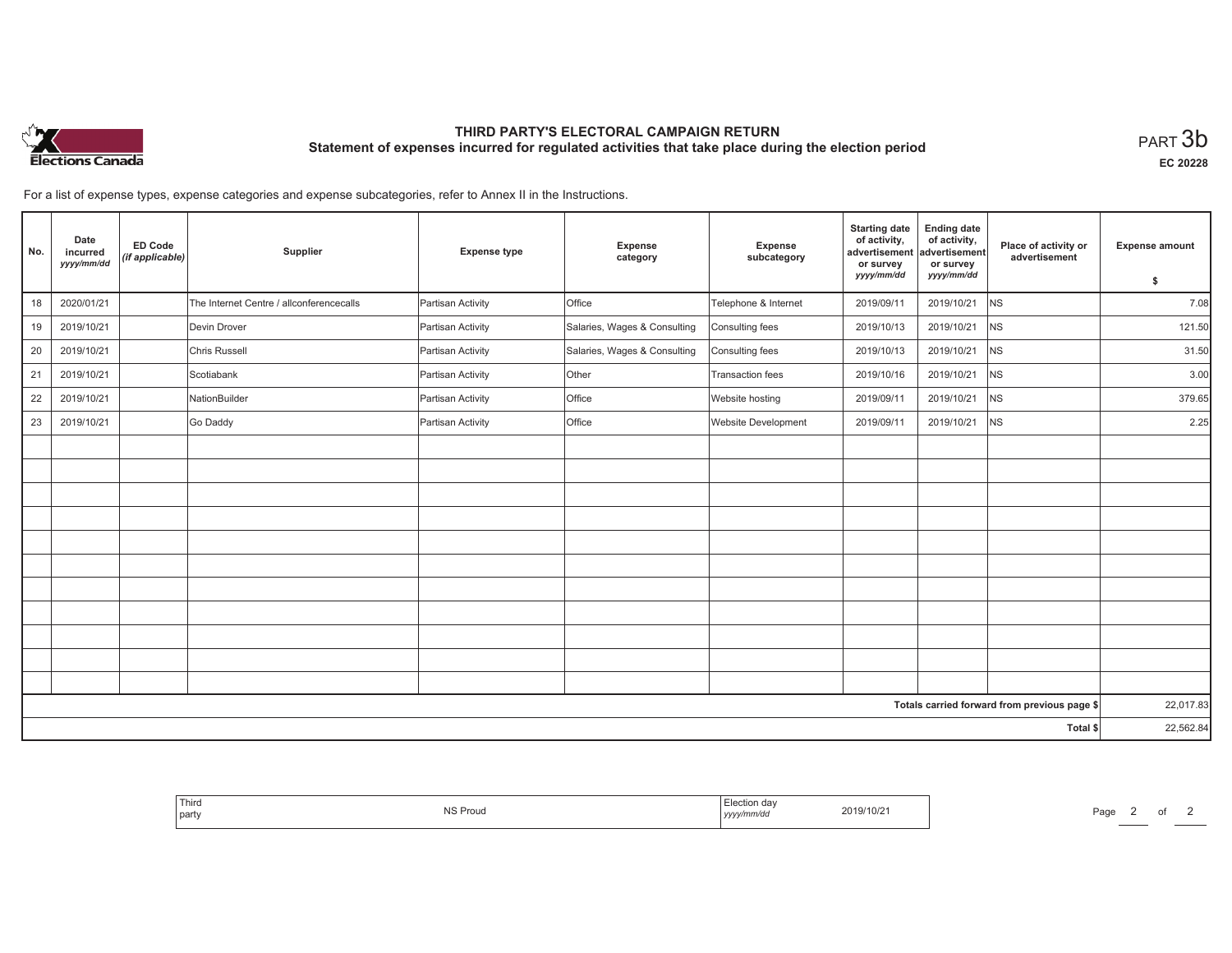# THIRD PARTY'S ELECTORAL CAMPAIGN RETURN

## Statement of expenses incurred for regulated activities that take place during the election period

PART 3b

EC 20228

For a list of expense types, expense categories and expense subcategories, refer to Annex II in the Instructions.

| No. | Date incurred *yyyy/mm/dd* | ED Code *(if applicable)* | Supplier | Expense type | Expense category | Expense subcategory | Starting date of activity, advertisement or survey *yyyy/mm/dd* | Ending date of activity, advertisement or survey *yyyy/mm/dd* | Place of activity or advertisement | Expense amount $ |
|---|---|---|---|---|---|---|---|---|---|---|
| 18 | 2020/01/21 | | The Internet Centre / allconferencecalls | Partisan Activity | Office | Telephone & Internet | 2019/09/11 | 2019/10/21 | NS | 7.08 |
| 19 | 2019/10/21 | | Devin Drover | Partisan Activity | Salaries, Wages & Consulting | Consulting fees | 2019/10/13 | 2019/10/21 | NS | 121.50 |
| 20 | 2019/10/21 | | Chris Russell | Partisan Activity | Salaries, Wages & Consulting | Consulting fees | 2019/10/13 | 2019/10/21 | NS | 31.50 |
| 21 | 2019/10/21 | | Scotiabank | Partisan Activity | Other | Transaction fees | 2019/10/16 | 2019/10/21 | NS | 3.00 |
| 22 | 2019/10/21 | | NationBuilder | Partisan Activity | Office | Website hosting | 2019/09/11 | 2019/10/21 | NS | 379.65 |
| 23 | 2019/10/21 | | Go Daddy | Partisan Activity | Office | Website Development | 2019/09/11 | 2019/10/21 | NS | 2.25 |
| | | | | | | | | | | |
| | | | | | | | | | | |
| | | | | | | | | | | |
| | | | | | | | | | | |
| | | | | | | | | | | |
| | | | | | | | | | | |
| | | | | | | | | | | |
| | | | | | | | | | | |
| | | | | | | | | | | |
| | | | | | | | | | | |
| | | | | | | | | | | |
| | | | | | | | | | Totals carried forward from previous page $ | 22,017.83 |
| | | | | | | | | | Total $ | 22,562.84 |

| Third party | NS Proud | Election day *yyyy/mm/dd* | 2019/10/21 |
|---|---|---|---|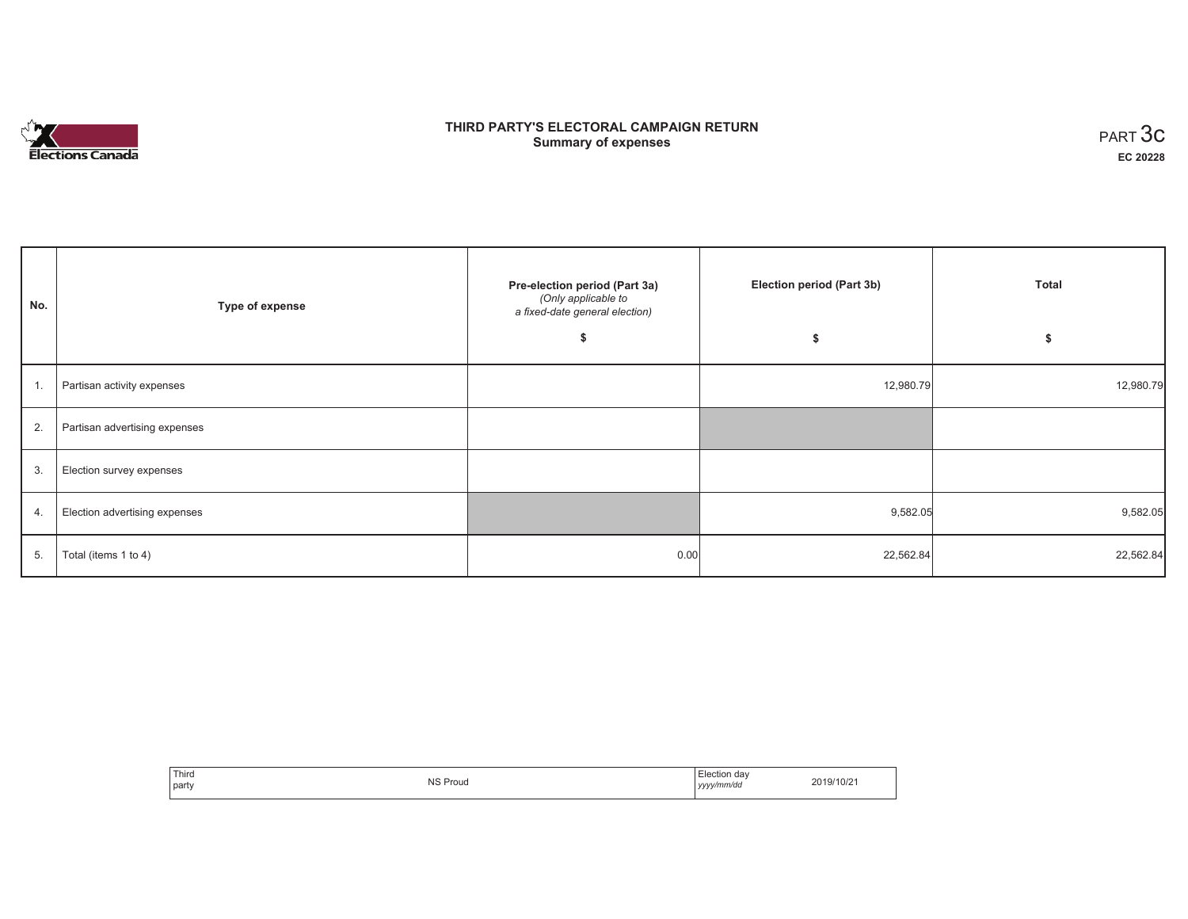# THIRD PARTY'S ELECTORAL CAMPAIGN RETURN
## Summary of expenses

PART 3c
**EC 20228**

| No. | Type of expense | Pre-election period (Part 3a) *(Only applicable to a fixed-date general election)* $ | Election period (Part 3b) $ | Total $ |
|---|---|---|---|---|
| 1. | Partisan activity expenses | | 12,980.79 | 12,980.79 |
| 2. | Partisan advertising expenses | | | |
| 3. | Election survey expenses | | | |
| 4. | Election advertising expenses | | 9,582.05 | 9,582.05 |
| 5. | Total (items 1 to 4) | 0.00 | 22,562.84 | 22,562.84 |

| Third party | NS Proud | Election day *yyyy/mm/dd* | 2019/10/21 |
|---|---|---|---|